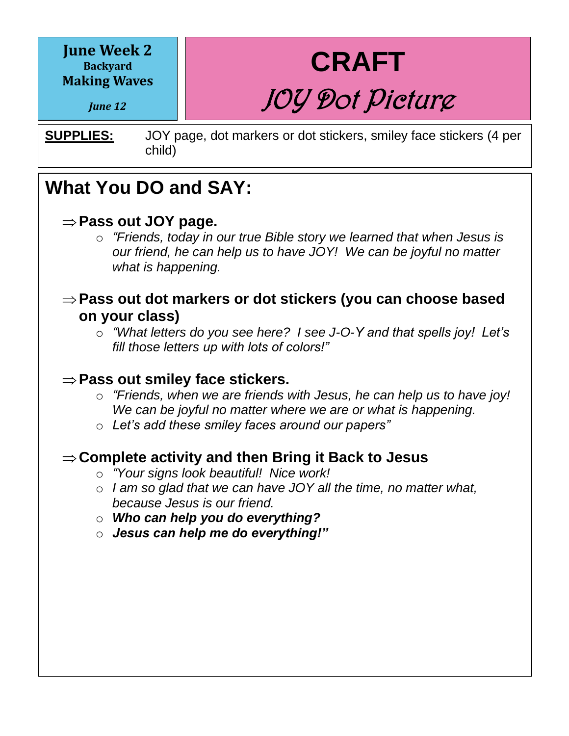**June Week 2**
**Backyard**
**Making Waves**

*June 12*

# CRAFT

## *JOY Dot Picture*

**SUPPLIES:** JOY page, dot markers or dot stickers, smiley face stickers (4 per child)

## What You DO and SAY:

⇒ **Pass out JOY page.**

- *"Friends, today in our true Bible story we learned that when Jesus is our friend, he can help us to have JOY! We can be joyful no matter what is happening.*

⇒ **Pass out dot markers or dot stickers (you can choose based on your class)**

- *"What letters do you see here? I see J-O-Y and that spells joy! Let's fill those letters up with lots of colors!"*

⇒ **Pass out smiley face stickers.**

- *"Friends, when we are friends with Jesus, he can help us to have joy! We can be joyful no matter where we are or what is happening.*
- *Let's add these smiley faces around our papers"*

⇒ **Complete activity and then Bring it Back to Jesus**

- *"Your signs look beautiful! Nice work!*
- *I am so glad that we can have JOY all the time, no matter what, because Jesus is our friend.*
- ***Who can help you do everything?***
- ***Jesus can help me do everything!"***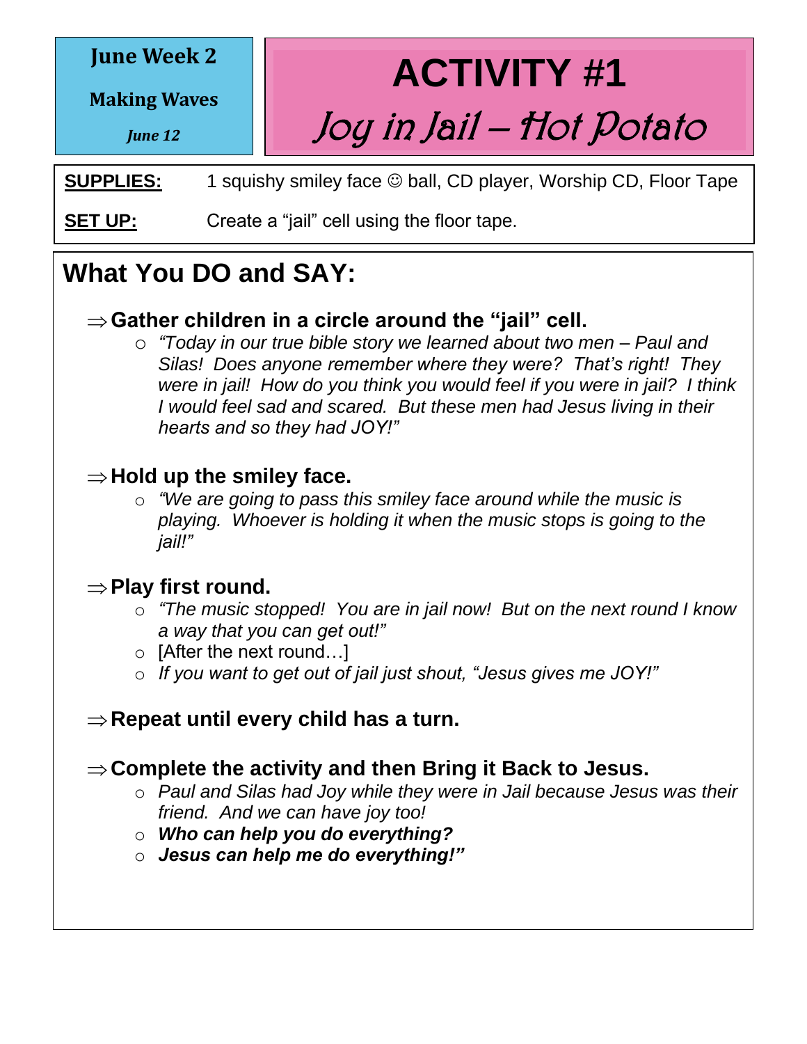**June Week 2**

**Making Waves**

***June 12***

# ACTIVITY #1

## *Joy in Jail – Hot Potato*

| | |
|---|---|
| **SUPPLIES:** | 1 squishy smiley face ☺ ball, CD player, Worship CD, Floor Tape |
| **SET UP:** | Create a “jail” cell using the floor tape. |

## What You DO and SAY:

⇒ **Gather children in a circle around the “jail” cell.**

- *“Today in our true bible story we learned about two men – Paul and Silas! Does anyone remember where they were? That’s right! They were in jail! How do you think you would feel if you were in jail? I think I would feel sad and scared. But these men had Jesus living in their hearts and so they had JOY!”*

⇒ **Hold up the smiley face.**

- *“We are going to pass this smiley face around while the music is playing. Whoever is holding it when the music stops is going to the jail!”*

⇒ **Play first round.**

- *“The music stopped! You are in jail now! But on the next round I know a way that you can get out!”*
- [After the next round…]
- *If you want to get out of jail just shout, “Jesus gives me JOY!”*

⇒ **Repeat until every child has a turn.**

⇒ **Complete the activity and then Bring it Back to Jesus.**

- *Paul and Silas had Joy while they were in Jail because Jesus was their friend. And we can have joy too!*
- ***Who can help you do everything?***
- ***Jesus can help me do everything!”***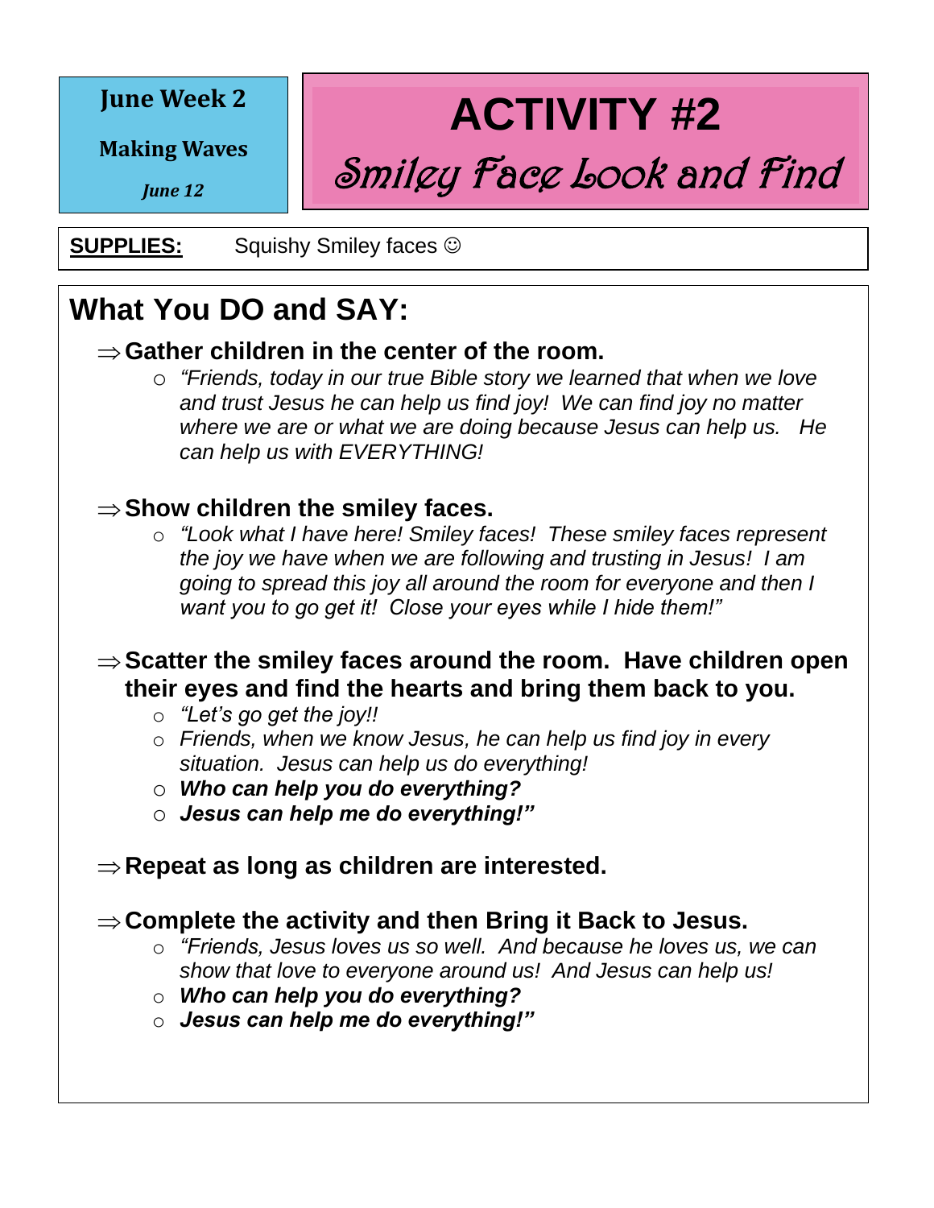**June Week 2**

**Making Waves**

***June 12***

# ACTIVITY #2

## Smiley Face Look and Find

**SUPPLIES:** Squishy Smiley faces ☺

## What You DO and SAY:

⇒ **Gather children in the center of the room.**

- *"Friends, today in our true Bible story we learned that when we love and trust Jesus he can help us find joy! We can find joy no matter where we are or what we are doing because Jesus can help us. He can help us with EVERYTHING!*

⇒ **Show children the smiley faces.**

- *"Look what I have here! Smiley faces! These smiley faces represent the joy we have when we are following and trusting in Jesus! I am going to spread this joy all around the room for everyone and then I want you to go get it! Close your eyes while I hide them!"*

⇒ **Scatter the smiley faces around the room. Have children open their eyes and find the hearts and bring them back to you.**

- *"Let's go get the joy!!*
- *Friends, when we know Jesus, he can help us find joy in every situation. Jesus can help us do everything!*
- ***Who can help you do everything?***
- ***Jesus can help me do everything!"***

⇒ **Repeat as long as children are interested.**

⇒ **Complete the activity and then Bring it Back to Jesus.**

- *"Friends, Jesus loves us so well. And because he loves us, we can show that love to everyone around us! And Jesus can help us!*
- ***Who can help you do everything?***
- ***Jesus can help me do everything!"***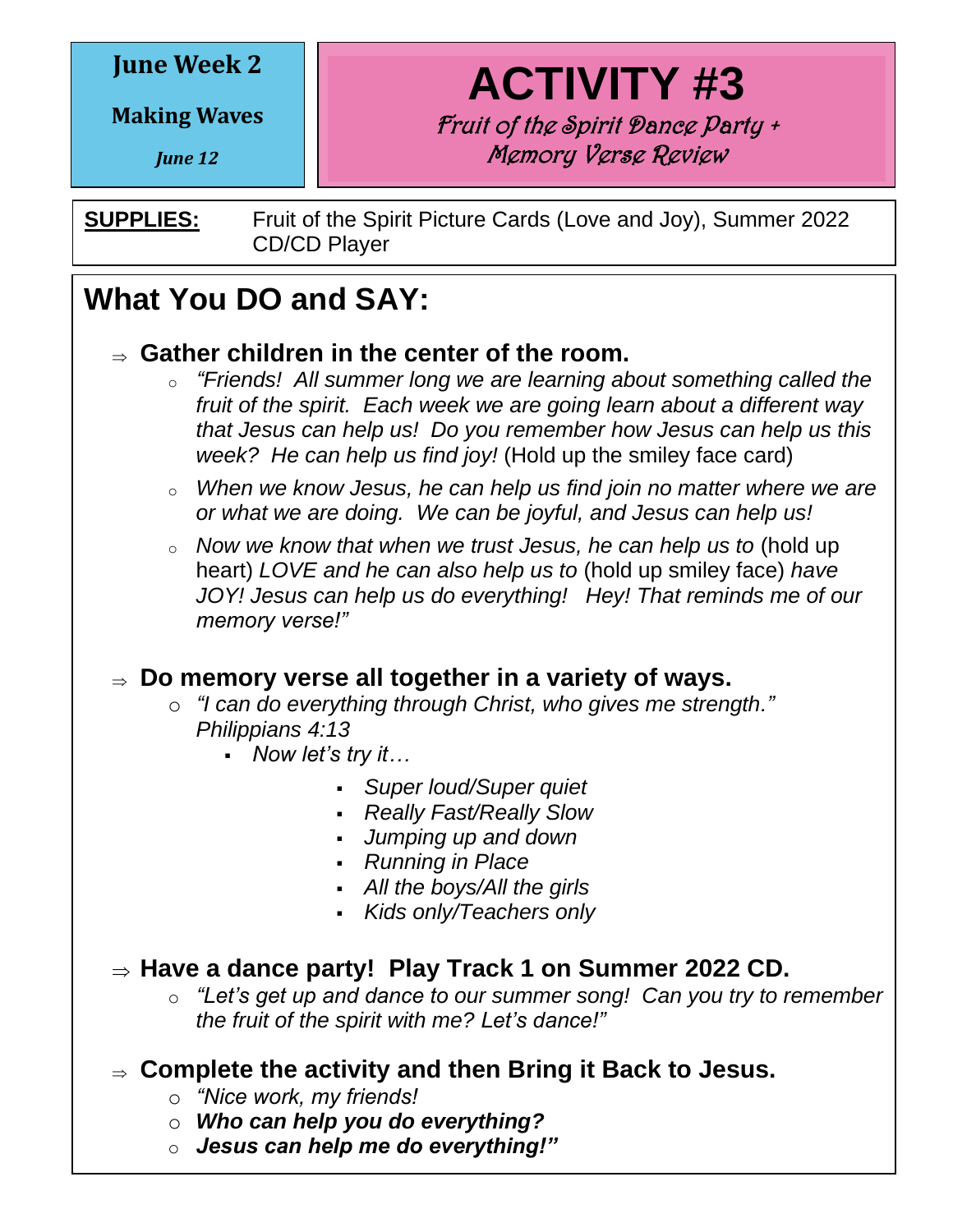**June Week 2**

**Making Waves**

***June 12***

# ACTIVITY #3

*Fruit of the Spirit Dance Party + Memory Verse Review*

**SUPPLIES:** Fruit of the Spirit Picture Cards (Love and Joy), Summer 2022 CD/CD Player

## What You DO and SAY:

- **Gather children in the center of the room.**
  - *"Friends! All summer long we are learning about something called the fruit of the spirit. Each week we are going learn about a different way that Jesus can help us! Do you remember how Jesus can help us this week? He can help us find joy!* (Hold up the smiley face card)
  - *When we know Jesus, he can help us find join no matter where we are or what we are doing. We can be joyful, and Jesus can help us!*
  - *Now we know that when we trust Jesus, he can help us to* (hold up heart) *LOVE and he can also help us to* (hold up smiley face) *have JOY! Jesus can help us do everything! Hey! That reminds me of our memory verse!"*

- **Do memory verse all together in a variety of ways.**
  - *"I can do everything through Christ, who gives me strength." Philippians 4:13*
    - *Now let's try it…*
      - *Super loud/Super quiet*
      - *Really Fast/Really Slow*
      - *Jumping up and down*
      - *Running in Place*
      - *All the boys/All the girls*
      - *Kids only/Teachers only*

- **Have a dance party! Play Track 1 on Summer 2022 CD.**
  - *"Let's get up and dance to our summer song! Can you try to remember the fruit of the spirit with me? Let's dance!"*

- **Complete the activity and then Bring it Back to Jesus.**
  - *"Nice work, my friends!*
  - ***Who can help you do everything?***
  - ***Jesus can help me do everything!"***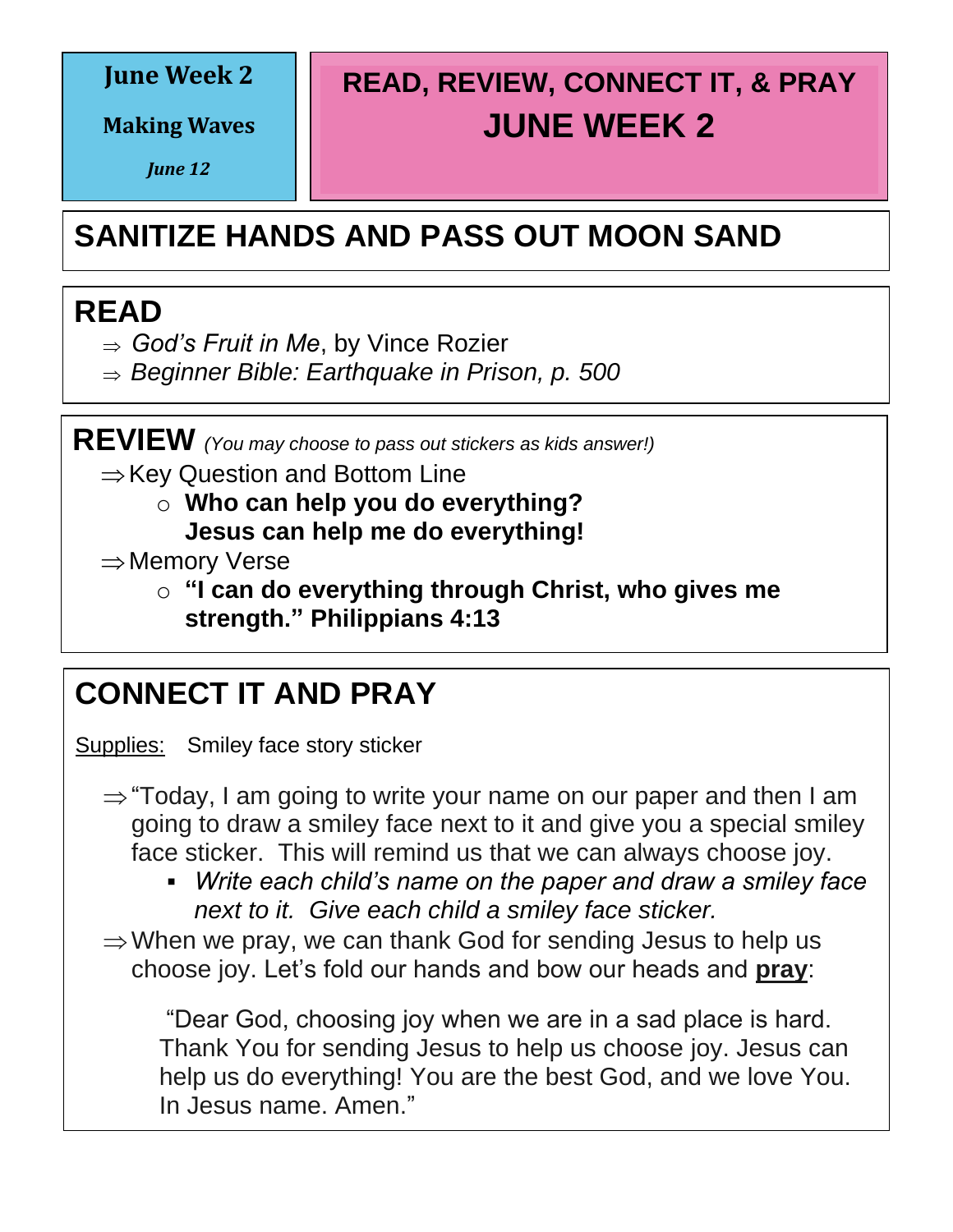**June Week 2**

**Making Waves**

***June 12***

# READ, REVIEW, CONNECT IT, & PRAY
# JUNE WEEK 2

## SANITIZE HANDS AND PASS OUT MOON SAND

## READ

- ⇒ *God's Fruit in Me*, by Vince Rozier
- ⇒ *Beginner Bible: Earthquake in Prison, p. 500*

## REVIEW *(You may choose to pass out stickers as kids answer!)*

- ⇒ Key Question and Bottom Line
  - **Who can help you do everything?**
    **Jesus can help me do everything!**
- ⇒ Memory Verse
  - **"I can do everything through Christ, who gives me strength." Philippians 4:13**

## CONNECT IT AND PRAY

Supplies: Smiley face story sticker

- ⇒ "Today, I am going to write your name on our paper and then I am going to draw a smiley face next to it and give you a special smiley face sticker. This will remind us that we can always choose joy.
  - *Write each child's name on the paper and draw a smiley face next to it. Give each child a smiley face sticker.*
- ⇒ When we pray, we can thank God for sending Jesus to help us choose joy. Let's fold our hands and bow our heads and **pray**:

"Dear God, choosing joy when we are in a sad place is hard. Thank You for sending Jesus to help us choose joy. Jesus can help us do everything! You are the best God, and we love You. In Jesus name. Amen."